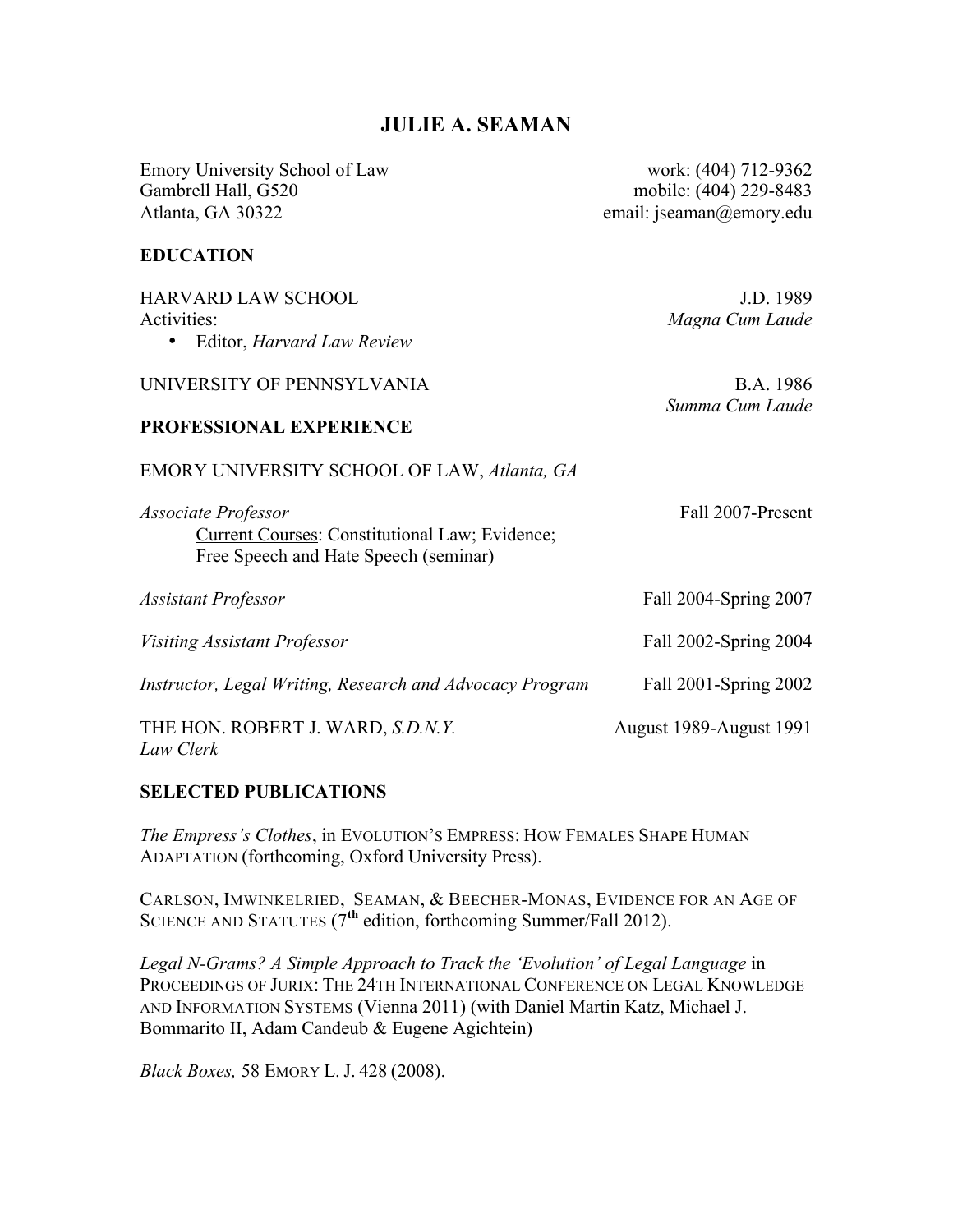# JULIE A. SEAMAN

Emory University School of Law
Gambrell Hall, G520
Atlanta, GA 30322

work: (404) 712-9362
mobile: (404) 229-8483
email: jseaman@emory.edu

## EDUCATION

HARVARD LAW SCHOOL — J.D. 1989, *Magna Cum Laude*

Activities:

- Editor, *Harvard Law Review*

UNIVERSITY OF PENNSYLVANIA — B.A. 1986, *Summa Cum Laude*

## PROFESSIONAL EXPERIENCE

EMORY UNIVERSITY SCHOOL OF LAW, *Atlanta, GA*

*Associate Professor* — Fall 2007-Present
Current Courses: Constitutional Law; Evidence; Free Speech and Hate Speech (seminar)

*Assistant Professor* — Fall 2004-Spring 2007

*Visiting Assistant Professor* — Fall 2002-Spring 2004

*Instructor, Legal Writing, Research and Advocacy Program* — Fall 2001-Spring 2002

THE HON. ROBERT J. WARD, *S.D.N.Y.* — August 1989-August 1991
*Law Clerk*

## SELECTED PUBLICATIONS

*The Empress's Clothes*, in EVOLUTION'S EMPRESS: HOW FEMALES SHAPE HUMAN ADAPTATION (forthcoming, Oxford University Press).

CARLSON, IMWINKELRIED, SEAMAN, & BEECHER-MONAS, EVIDENCE FOR AN AGE OF SCIENCE AND STATUTES (7th edition, forthcoming Summer/Fall 2012).

*Legal N-Grams? A Simple Approach to Track the 'Evolution' of Legal Language* in PROCEEDINGS OF JURIX: THE 24TH INTERNATIONAL CONFERENCE ON LEGAL KNOWLEDGE AND INFORMATION SYSTEMS (Vienna 2011) (with Daniel Martin Katz, Michael J. Bommarito II, Adam Candeub & Eugene Agichtein)

*Black Boxes,* 58 EMORY L. J. 428 (2008).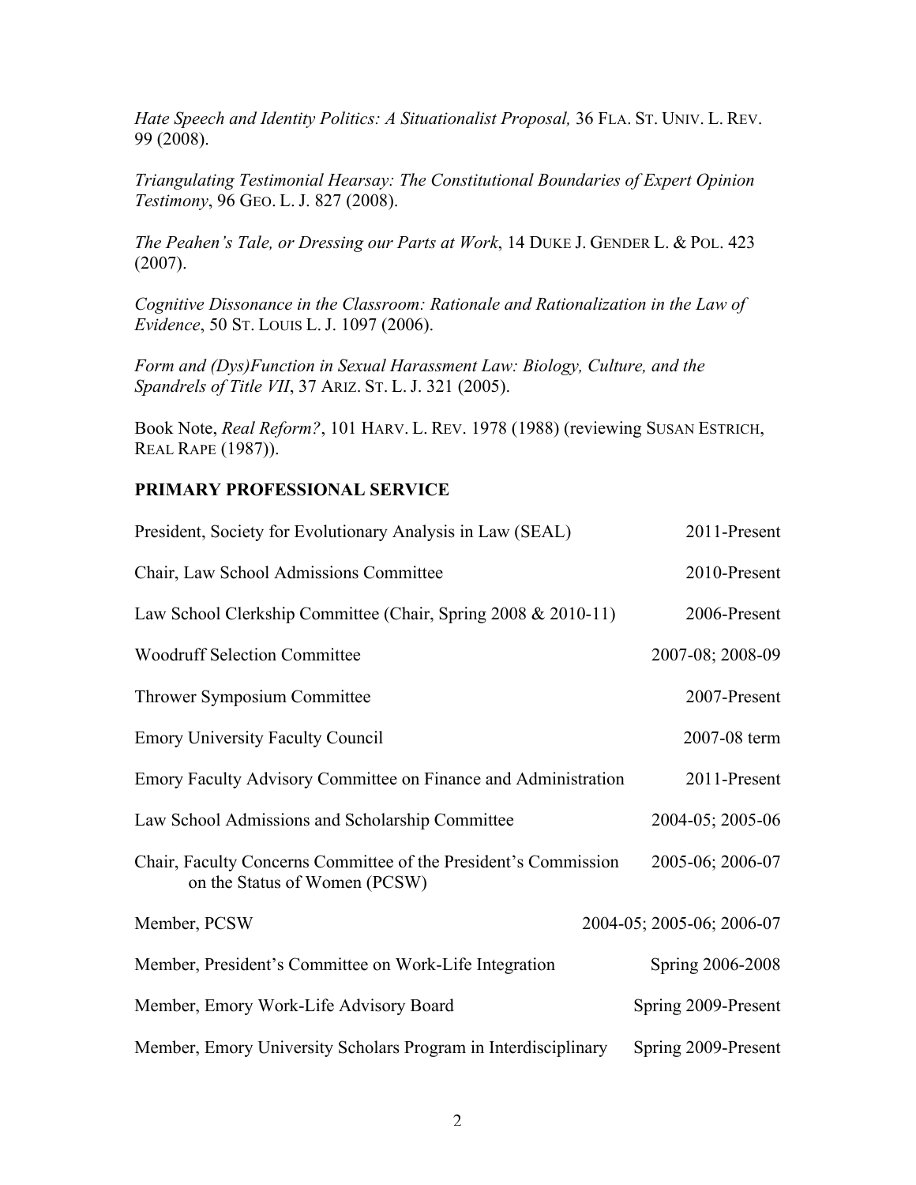*Hate Speech and Identity Politics: A Situationalist Proposal,* 36 FLA. ST. UNIV. L. REV. 99 (2008).

*Triangulating Testimonial Hearsay: The Constitutional Boundaries of Expert Opinion Testimony*, 96 GEO. L. J. 827 (2008).

*The Peahen's Tale, or Dressing our Parts at Work*, 14 DUKE J. GENDER L. & POL. 423 (2007).

*Cognitive Dissonance in the Classroom: Rationale and Rationalization in the Law of Evidence*, 50 ST. LOUIS L. J. 1097 (2006).

*Form and (Dys)Function in Sexual Harassment Law: Biology, Culture, and the Spandrels of Title VII*, 37 ARIZ. ST. L. J. 321 (2005).

Book Note, *Real Reform?*, 101 HARV. L. REV. 1978 (1988) (reviewing SUSAN ESTRICH, REAL RAPE (1987)).

## PRIMARY PROFESSIONAL SERVICE

| | |
|---|---|
| President, Society for Evolutionary Analysis in Law (SEAL) | 2011-Present |
| Chair, Law School Admissions Committee | 2010-Present |
| Law School Clerkship Committee (Chair, Spring 2008 & 2010-11) | 2006-Present |
| Woodruff Selection Committee | 2007-08; 2008-09 |
| Thrower Symposium Committee | 2007-Present |
| Emory University Faculty Council | 2007-08 term |
| Emory Faculty Advisory Committee on Finance and Administration | 2011-Present |
| Law School Admissions and Scholarship Committee | 2004-05; 2005-06 |
| Chair, Faculty Concerns Committee of the President's Commission on the Status of Women (PCSW) | 2005-06; 2006-07 |
| Member, PCSW | 2004-05; 2005-06; 2006-07 |
| Member, President's Committee on Work-Life Integration | Spring 2006-2008 |
| Member, Emory Work-Life Advisory Board | Spring 2009-Present |
| Member, Emory University Scholars Program in Interdisciplinary | Spring 2009-Present |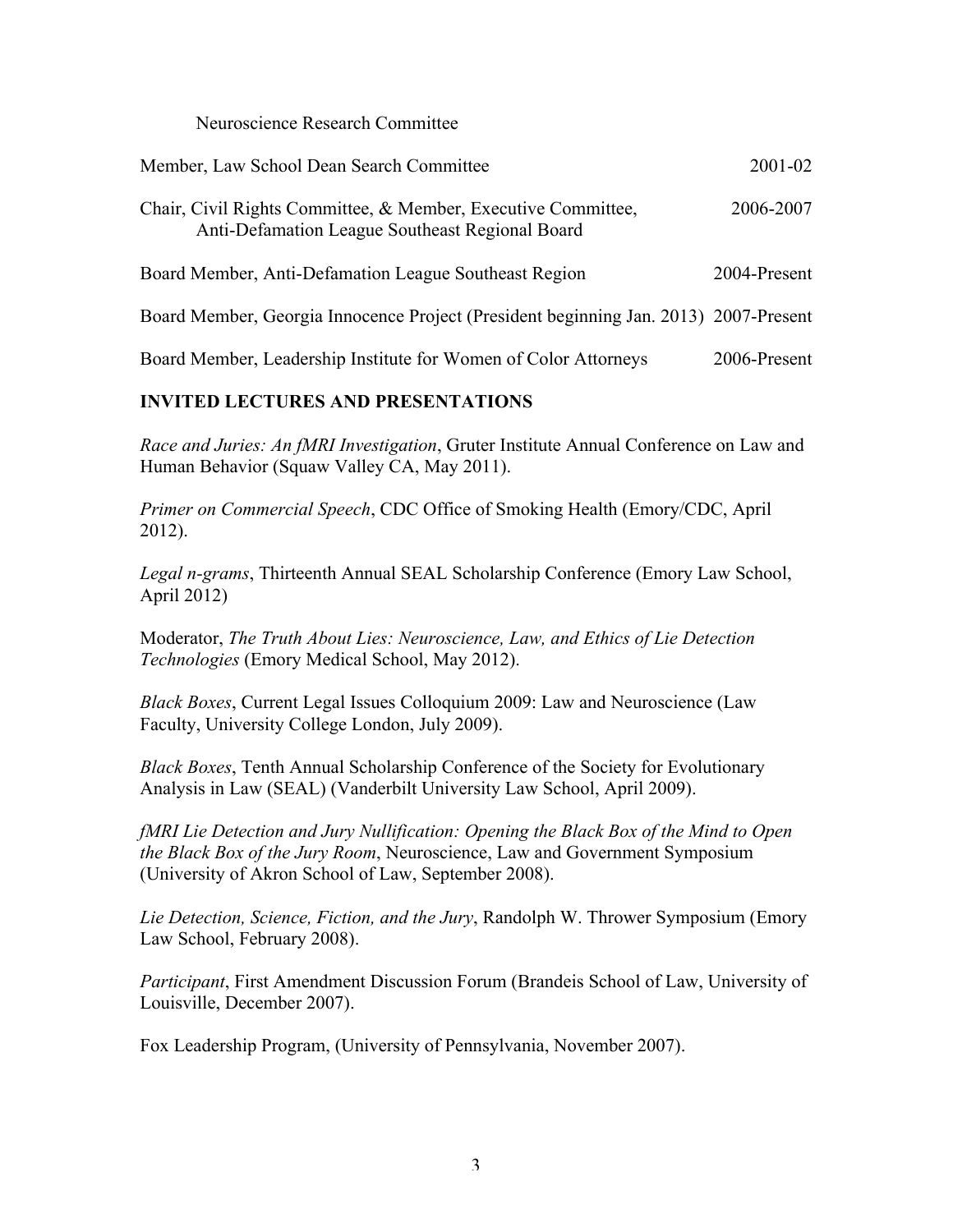Neuroscience Research Committee

Member, Law School Dean Search Committee 2001-02

Chair, Civil Rights Committee, & Member, Executive Committee, Anti-Defamation League Southeast Regional Board 2006-2007

Board Member, Anti-Defamation League Southeast Region 2004-Present

Board Member, Georgia Innocence Project (President beginning Jan. 2013) 2007-Present

Board Member, Leadership Institute for Women of Color Attorneys 2006-Present

## INVITED LECTURES AND PRESENTATIONS

*Race and Juries: An fMRI Investigation*, Gruter Institute Annual Conference on Law and Human Behavior (Squaw Valley CA, May 2011).

*Primer on Commercial Speech*, CDC Office of Smoking Health (Emory/CDC, April 2012).

*Legal n-grams*, Thirteenth Annual SEAL Scholarship Conference (Emory Law School, April 2012)

Moderator, *The Truth About Lies: Neuroscience, Law, and Ethics of Lie Detection Technologies* (Emory Medical School, May 2012).

*Black Boxes*, Current Legal Issues Colloquium 2009: Law and Neuroscience (Law Faculty, University College London, July 2009).

*Black Boxes*, Tenth Annual Scholarship Conference of the Society for Evolutionary Analysis in Law (SEAL) (Vanderbilt University Law School, April 2009).

*fMRI Lie Detection and Jury Nullification: Opening the Black Box of the Mind to Open the Black Box of the Jury Room*, Neuroscience, Law and Government Symposium (University of Akron School of Law, September 2008).

*Lie Detection, Science, Fiction, and the Jury*, Randolph W. Thrower Symposium (Emory Law School, February 2008).

*Participant*, First Amendment Discussion Forum (Brandeis School of Law, University of Louisville, December 2007).

Fox Leadership Program, (University of Pennsylvania, November 2007).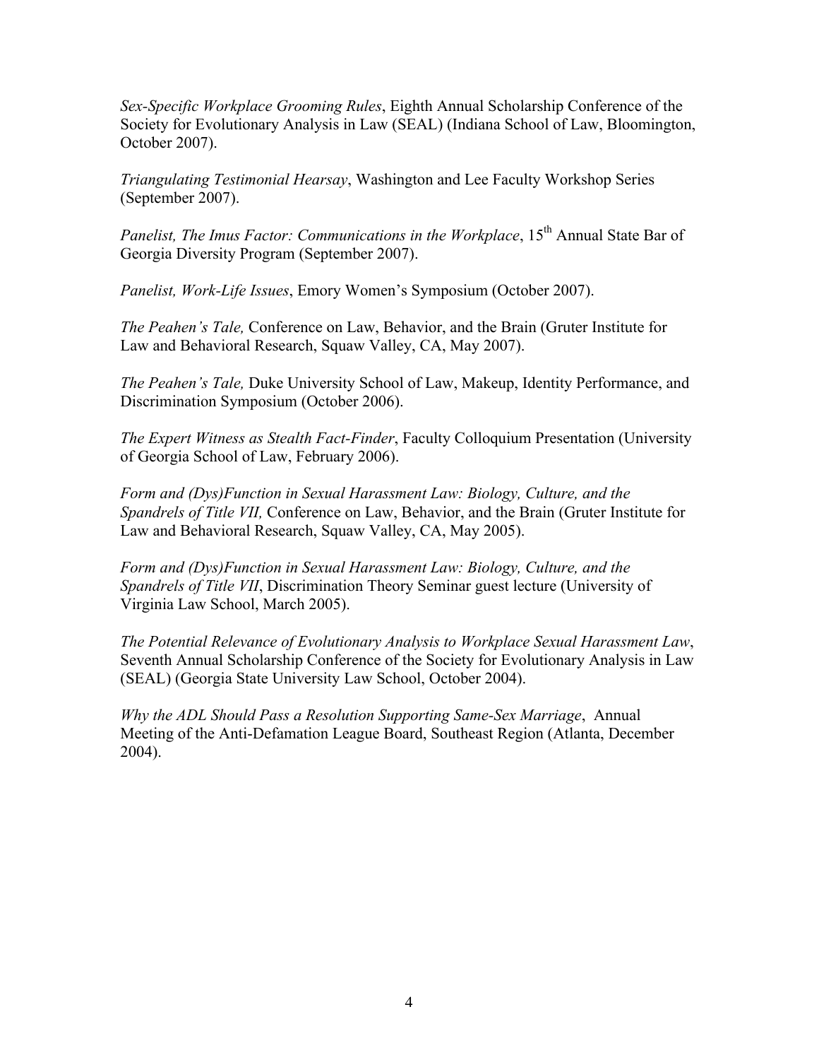*Sex-Specific Workplace Grooming Rules*, Eighth Annual Scholarship Conference of the Society for Evolutionary Analysis in Law (SEAL) (Indiana School of Law, Bloomington, October 2007).

*Triangulating Testimonial Hearsay*, Washington and Lee Faculty Workshop Series (September 2007).

*Panelist, The Imus Factor: Communications in the Workplace*, 15th Annual State Bar of Georgia Diversity Program (September 2007).

*Panelist, Work-Life Issues*, Emory Women's Symposium (October 2007).

*The Peahen's Tale,* Conference on Law, Behavior, and the Brain (Gruter Institute for Law and Behavioral Research, Squaw Valley, CA, May 2007).

*The Peahen's Tale,* Duke University School of Law, Makeup, Identity Performance, and Discrimination Symposium (October 2006).

*The Expert Witness as Stealth Fact-Finder*, Faculty Colloquium Presentation (University of Georgia School of Law, February 2006).

*Form and (Dys)Function in Sexual Harassment Law: Biology, Culture, and the Spandrels of Title VII,* Conference on Law, Behavior, and the Brain (Gruter Institute for Law and Behavioral Research, Squaw Valley, CA, May 2005).

*Form and (Dys)Function in Sexual Harassment Law: Biology, Culture, and the Spandrels of Title VII*, Discrimination Theory Seminar guest lecture (University of Virginia Law School, March 2005).

*The Potential Relevance of Evolutionary Analysis to Workplace Sexual Harassment Law*, Seventh Annual Scholarship Conference of the Society for Evolutionary Analysis in Law (SEAL) (Georgia State University Law School, October 2004).

*Why the ADL Should Pass a Resolution Supporting Same-Sex Marriage*, Annual Meeting of the Anti-Defamation League Board, Southeast Region (Atlanta, December 2004).